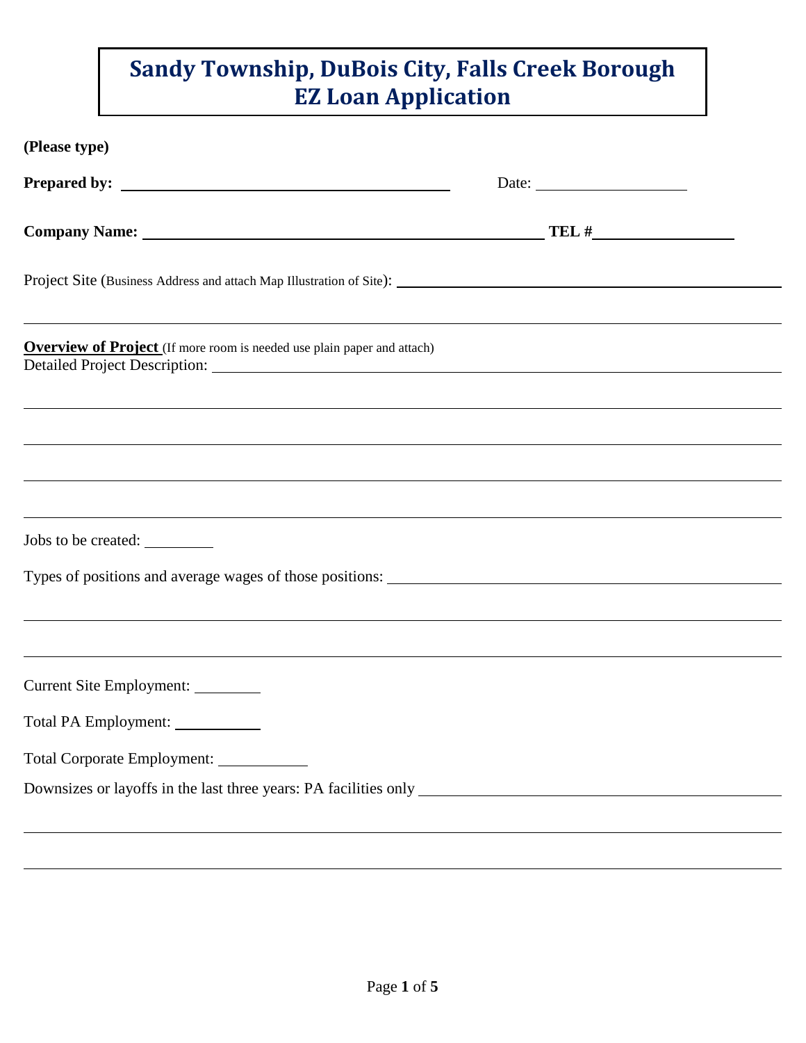# Sandy Township, DuBois City, Falls Creek Borough
# EZ Loan Application

**(Please type)**

**Prepared by:** ______________________________ Date: ______________

**Company Name:** ______________________________________ **TEL #** ______________

Project Site (Business Address and attach Map Illustration of Site): ______________________________

______________________________________________________________________

**Overview of Project** (If more room is needed use plain paper and attach)

Detailed Project Description: ______________________________________________

______________________________________________________________________

______________________________________________________________________

______________________________________________________________________

______________________________________________________________________

Jobs to be created: ________

Types of positions and average wages of those positions: ______________________________

______________________________________________________________________

______________________________________________________________________

Current Site Employment: ________

Total PA Employment: __________

Total Corporate Employment: __________

Downsizes or layoffs in the last three years: PA facilities only ______________________________

______________________________________________________________________

______________________________________________________________________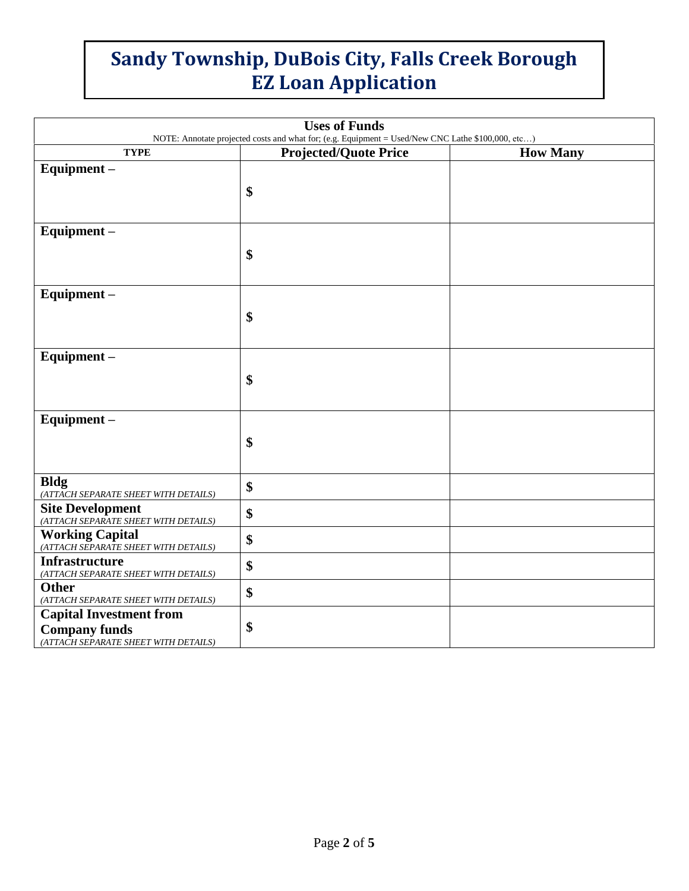# Sandy Township, DuBois City, Falls Creek Borough EZ Loan Application

| Uses of Funds<br>NOTE: Annotate projected costs and what for; (e.g. Equipment = Used/New CNC Lathe $100,000, etc…) | | |
|---|---|---|
| **TYPE** | **Projected/Quote Price** | **How Many** |
| **Equipment –** | **$** | |
| **Equipment –** | **$** | |
| **Equipment –** | **$** | |
| **Equipment –** | **$** | |
| **Equipment –** | **$** | |
| **Bldg**<br>*(ATTACH SEPARATE SHEET WITH DETAILS)* | **$** | |
| **Site Development**<br>*(ATTACH SEPARATE SHEET WITH DETAILS)* | **$** | |
| **Working Capital**<br>*(ATTACH SEPARATE SHEET WITH DETAILS)* | **$** | |
| **Infrastructure**<br>*(ATTACH SEPARATE SHEET WITH DETAILS)* | **$** | |
| **Other**<br>*(ATTACH SEPARATE SHEET WITH DETAILS)* | **$** | |
| **Capital Investment from Company funds**<br>*(ATTACH SEPARATE SHEET WITH DETAILS)* | **$** | |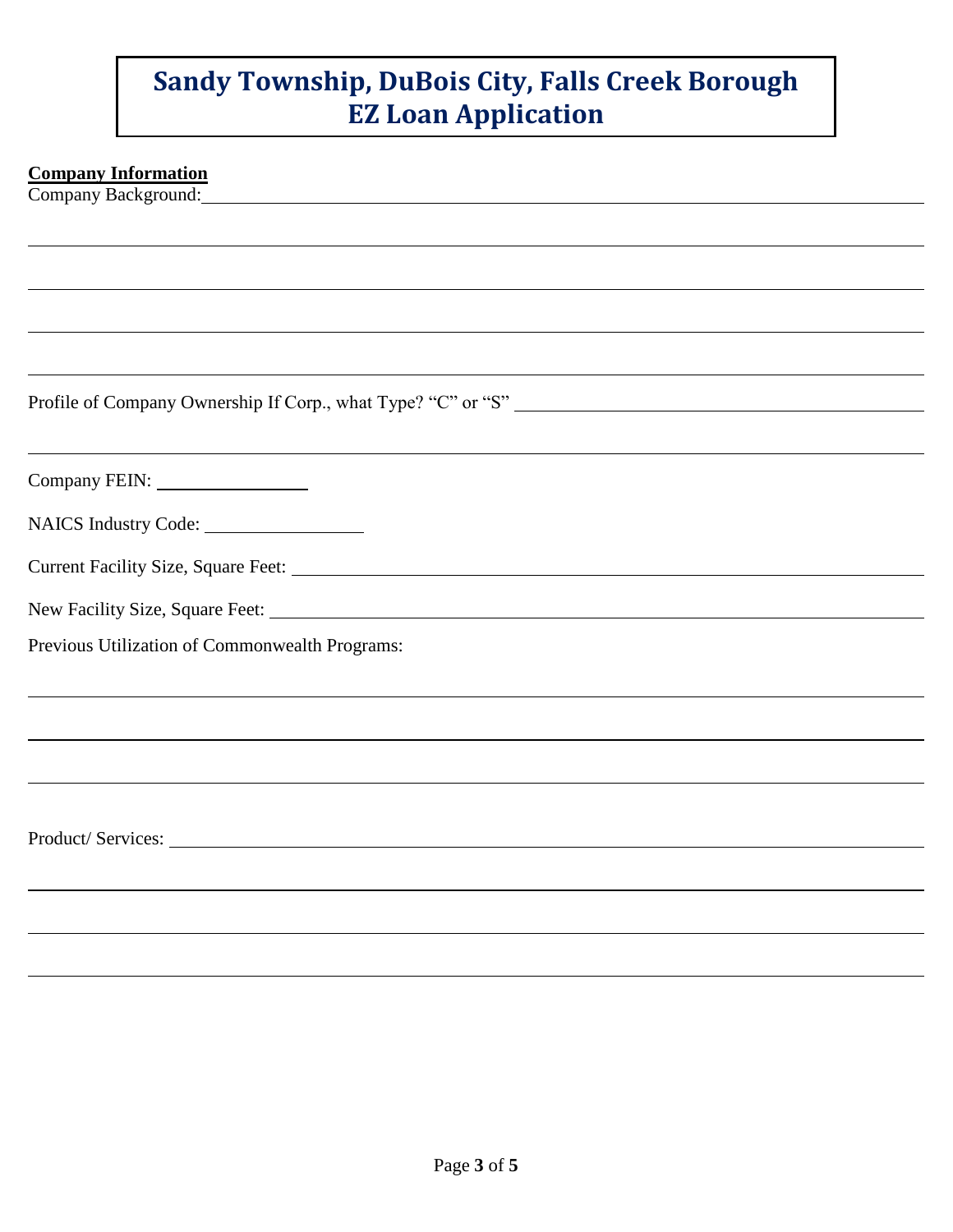# Sandy Township, DuBois City, Falls Creek Borough
# EZ Loan Application

**Company Information**

Company Background: \_\_\_\_\_\_\_\_\_\_\_\_\_\_\_\_\_\_\_\_\_\_\_\_\_\_\_\_\_\_\_\_\_\_\_\_\_\_\_\_

\_\_\_\_\_\_\_\_\_\_\_\_\_\_\_\_\_\_\_\_\_\_\_\_\_\_\_\_\_\_\_\_\_\_\_\_\_\_\_\_\_\_\_\_\_\_\_\_\_\_\_\_\_\_\_\_

\_\_\_\_\_\_\_\_\_\_\_\_\_\_\_\_\_\_\_\_\_\_\_\_\_\_\_\_\_\_\_\_\_\_\_\_\_\_\_\_\_\_\_\_\_\_\_\_\_\_\_\_\_\_\_\_

\_\_\_\_\_\_\_\_\_\_\_\_\_\_\_\_\_\_\_\_\_\_\_\_\_\_\_\_\_\_\_\_\_\_\_\_\_\_\_\_\_\_\_\_\_\_\_\_\_\_\_\_\_\_\_\_

\_\_\_\_\_\_\_\_\_\_\_\_\_\_\_\_\_\_\_\_\_\_\_\_\_\_\_\_\_\_\_\_\_\_\_\_\_\_\_\_\_\_\_\_\_\_\_\_\_\_\_\_\_\_\_\_

Profile of Company Ownership If Corp., what Type? "C" or "S" \_\_\_\_\_\_\_\_\_\_\_\_\_\_\_\_\_\_\_\_\_\_\_\_\_\_

\_\_\_\_\_\_\_\_\_\_\_\_\_\_\_\_\_\_\_\_\_\_\_\_\_\_\_\_\_\_\_\_\_\_\_\_\_\_\_\_\_\_\_\_\_\_\_\_\_\_\_\_\_\_\_\_

Company FEIN: \_\_\_\_\_\_\_\_\_\_\_\_\_\_\_\_

NAICS Industry Code: \_\_\_\_\_\_\_\_\_\_\_\_\_\_\_\_

Current Facility Size, Square Feet: \_\_\_\_\_\_\_\_\_\_\_\_\_\_\_\_\_\_\_\_\_\_\_\_\_\_\_\_\_\_\_\_\_\_\_\_\_\_\_\_

New Facility Size, Square Feet: \_\_\_\_\_\_\_\_\_\_\_\_\_\_\_\_\_\_\_\_\_\_\_\_\_\_\_\_\_\_\_\_\_\_\_\_\_\_\_\_

Previous Utilization of Commonwealth Programs:

\_\_\_\_\_\_\_\_\_\_\_\_\_\_\_\_\_\_\_\_\_\_\_\_\_\_\_\_\_\_\_\_\_\_\_\_\_\_\_\_\_\_\_\_\_\_\_\_\_\_\_\_\_\_\_\_

\_\_\_\_\_\_\_\_\_\_\_\_\_\_\_\_\_\_\_\_\_\_\_\_\_\_\_\_\_\_\_\_\_\_\_\_\_\_\_\_\_\_\_\_\_\_\_\_\_\_\_\_\_\_\_\_

\_\_\_\_\_\_\_\_\_\_\_\_\_\_\_\_\_\_\_\_\_\_\_\_\_\_\_\_\_\_\_\_\_\_\_\_\_\_\_\_\_\_\_\_\_\_\_\_\_\_\_\_\_\_\_\_

Product/ Services: \_\_\_\_\_\_\_\_\_\_\_\_\_\_\_\_\_\_\_\_\_\_\_\_\_\_\_\_\_\_\_\_\_\_\_\_\_\_\_\_\_\_\_\_\_\_\_\_

\_\_\_\_\_\_\_\_\_\_\_\_\_\_\_\_\_\_\_\_\_\_\_\_\_\_\_\_\_\_\_\_\_\_\_\_\_\_\_\_\_\_\_\_\_\_\_\_\_\_\_\_\_\_\_\_

\_\_\_\_\_\_\_\_\_\_\_\_\_\_\_\_\_\_\_\_\_\_\_\_\_\_\_\_\_\_\_\_\_\_\_\_\_\_\_\_\_\_\_\_\_\_\_\_\_\_\_\_\_\_\_\_

\_\_\_\_\_\_\_\_\_\_\_\_\_\_\_\_\_\_\_\_\_\_\_\_\_\_\_\_\_\_\_\_\_\_\_\_\_\_\_\_\_\_\_\_\_\_\_\_\_\_\_\_\_\_\_\_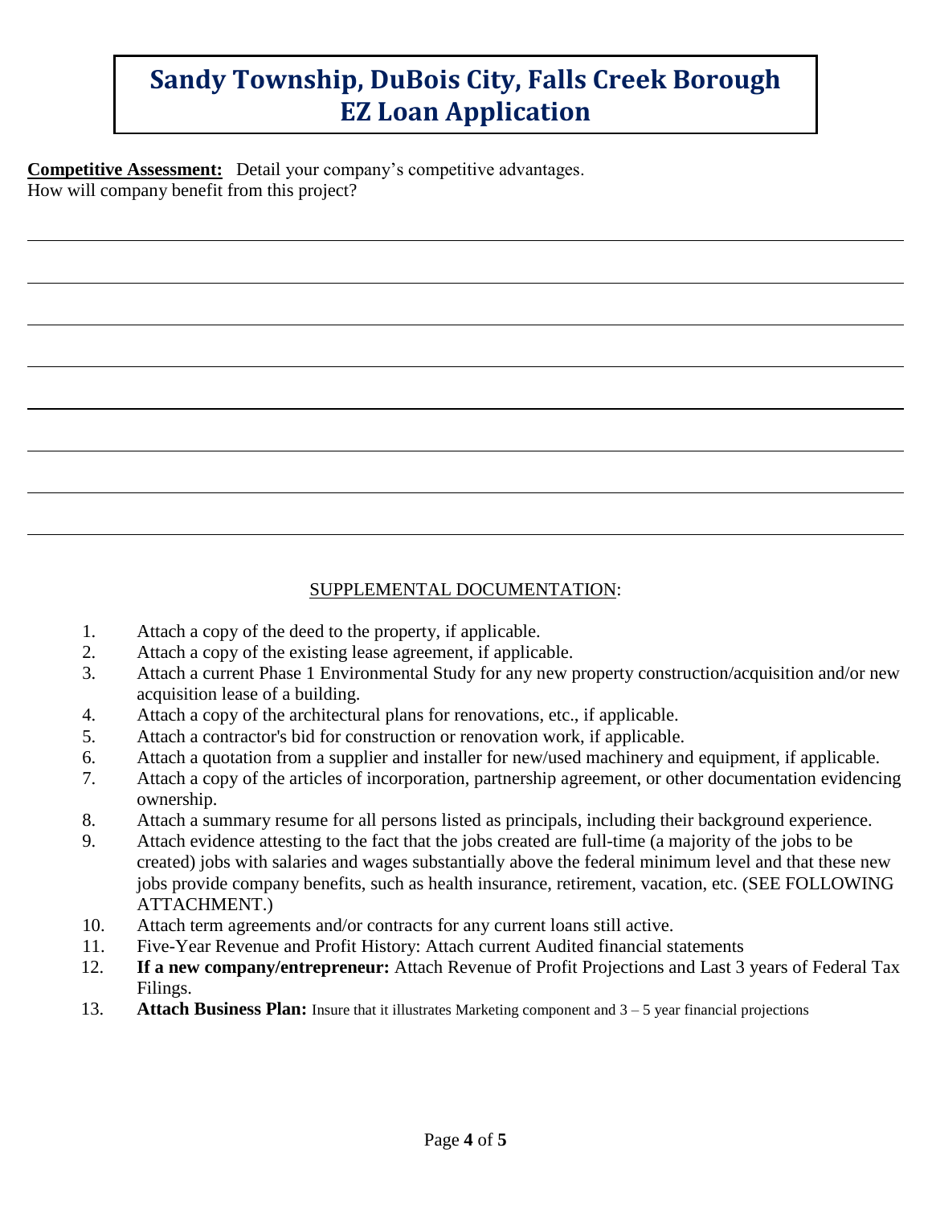# Sandy Township, DuBois City, Falls Creek Borough
# EZ Loan Application

**Competitive Assessment:** Detail your company's competitive advantages.
How will company benefit from this project?

SUPPLEMENTAL DOCUMENTATION:

1. Attach a copy of the deed to the property, if applicable.
2. Attach a copy of the existing lease agreement, if applicable.
3. Attach a current Phase 1 Environmental Study for any new property construction/acquisition and/or new acquisition lease of a building.
4. Attach a copy of the architectural plans for renovations, etc., if applicable.
5. Attach a contractor's bid for construction or renovation work, if applicable.
6. Attach a quotation from a supplier and installer for new/used machinery and equipment, if applicable.
7. Attach a copy of the articles of incorporation, partnership agreement, or other documentation evidencing ownership.
8. Attach a summary resume for all persons listed as principals, including their background experience.
9. Attach evidence attesting to the fact that the jobs created are full-time (a majority of the jobs to be created) jobs with salaries and wages substantially above the federal minimum level and that these new jobs provide company benefits, such as health insurance, retirement, vacation, etc. (SEE FOLLOWING ATTACHMENT.)
10. Attach term agreements and/or contracts for any current loans still active.
11. Five-Year Revenue and Profit History: Attach current Audited financial statements
12. **If a new company/entrepreneur:** Attach Revenue of Profit Projections and Last 3 years of Federal Tax Filings.
13. **Attach Business Plan:** Insure that it illustrates Marketing component and 3 – 5 year financial projections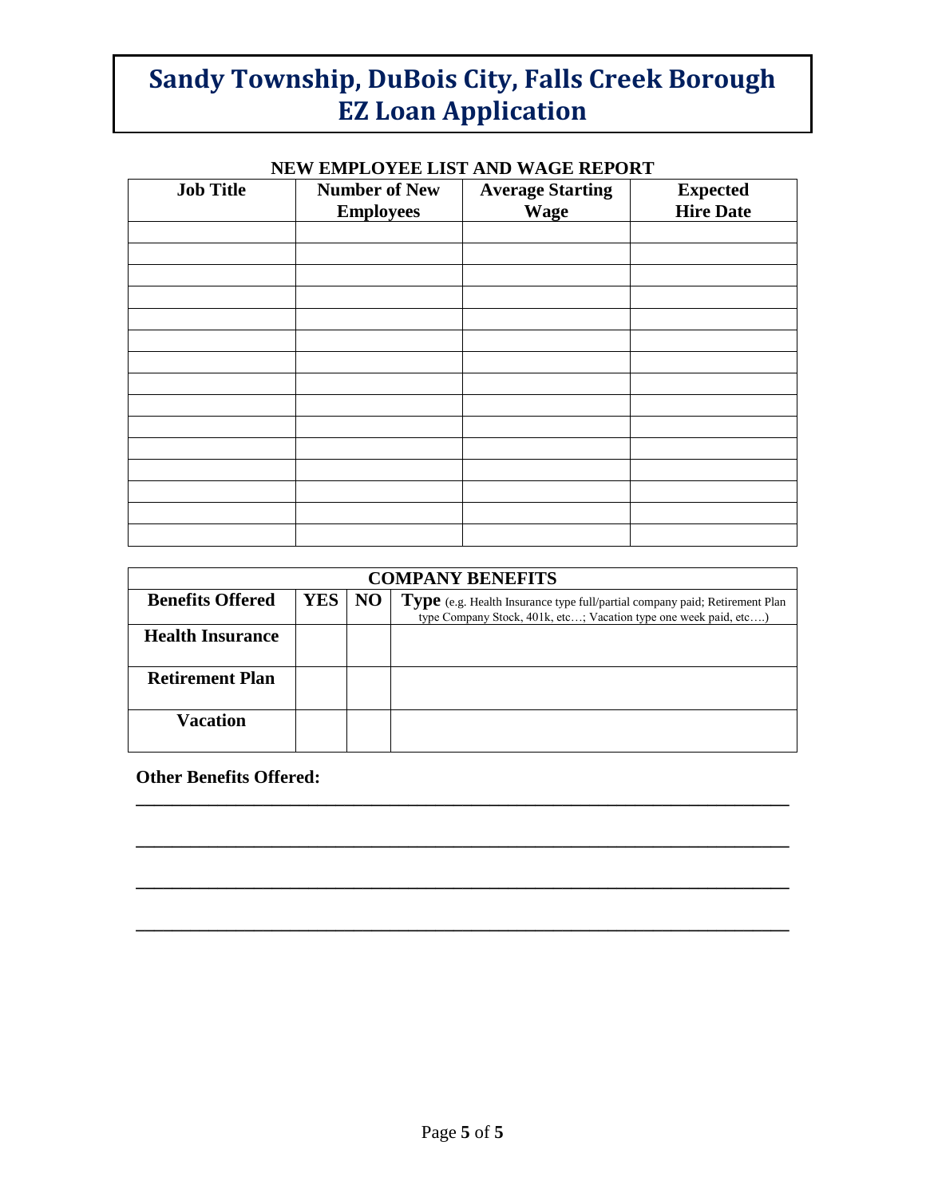# Sandy Township, DuBois City, Falls Creek Borough EZ Loan Application

## NEW EMPLOYEE LIST AND WAGE REPORT

| Job Title | Number of New Employees | Average Starting Wage | Expected Hire Date |
|---|---|---|---|
| | | | |
| | | | |
| | | | |
| | | | |
| | | | |
| | | | |
| | | | |
| | | | |
| | | | |
| | | | |
| | | | |
| | | | |
| | | | |
| | | | |
| | | | |

## COMPANY BENEFITS

| Benefits Offered | YES | NO | Type (e.g. Health Insurance type full/partial company paid; Retirement Plan type Company Stock, 401k, etc…; Vacation type one week paid, etc….) |
|---|---|---|---|
| Health Insurance | | | |
| Retirement Plan | | | |
| Vacation | | | |

**Other Benefits Offered:**

______________________________________________________________________________

______________________________________________________________________________

______________________________________________________________________________

______________________________________________________________________________